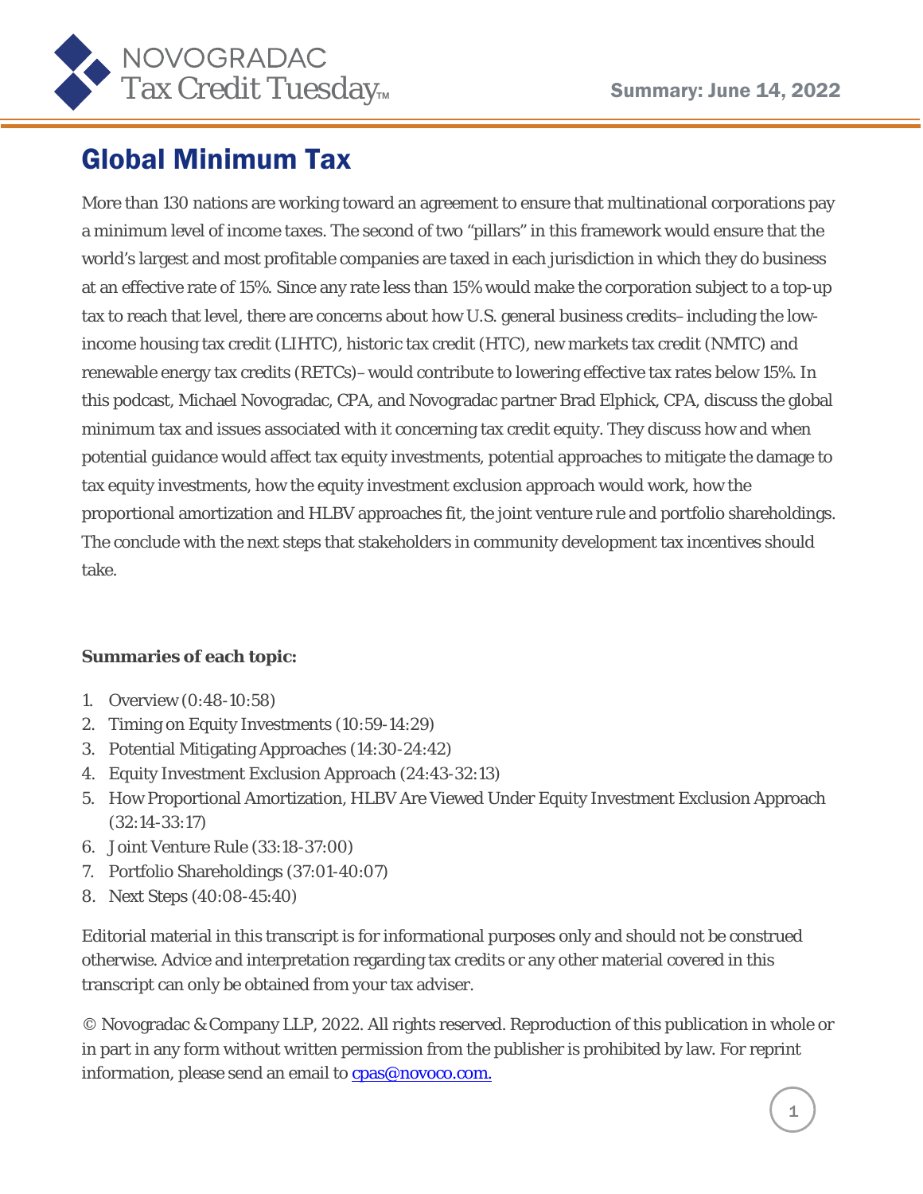# Global Minimum Tax

More than 130 nations are working toward an agreement to ensure that multinational corporations pay a minimum level of income taxes. The second of two "pillars" in this framework would ensure that the world's largest and most profitable companies are taxed in each jurisdiction in which they do business at an effective rate of 15%. Since any rate less than 15% would make the corporation subject to a top-up tax to reach that level, there are concerns about how U.S. general business credits– including the low-income housing tax credit (LIHTC), historic tax credit (HTC), new markets tax credit (NMTC) and renewable energy tax credits (RETCs)– would contribute to lowering effective tax rates below 15%. In this podcast, Michael Novogradac, CPA, and Novogradac partner Brad Elphick, CPA, discuss the global minimum tax and issues associated with it concerning tax credit equity. They discuss how and when potential guidance would affect tax equity investments, potential approaches to mitigate the damage to tax equity investments, how the equity investment exclusion approach would work, how the proportional amortization and HLBV approaches fit, the joint venture rule and portfolio shareholdings. The conclude with the next steps that stakeholders in community development tax incentives should take.

**Summaries of each topic:**

1. Overview (0:48-10:58)
2. Timing on Equity Investments (10:59-14:29)
3. Potential Mitigating Approaches (14:30-24:42)
4. Equity Investment Exclusion Approach (24:43-32:13)
5. How Proportional Amortization, HLBV Are Viewed Under Equity Investment Exclusion Approach (32:14-33:17)
6. Joint Venture Rule (33:18-37:00)
7. Portfolio Shareholdings (37:01-40:07)
8. Next Steps (40:08-45:40)

Editorial material in this transcript is for informational purposes only and should not be construed otherwise. Advice and interpretation regarding tax credits or any other material covered in this transcript can only be obtained from your tax adviser.

© Novogradac & Company LLP, 2022. All rights reserved. Reproduction of this publication in whole or in part in any form without written permission from the publisher is prohibited by law. For reprint information, please send an email to cpas@novoco.com.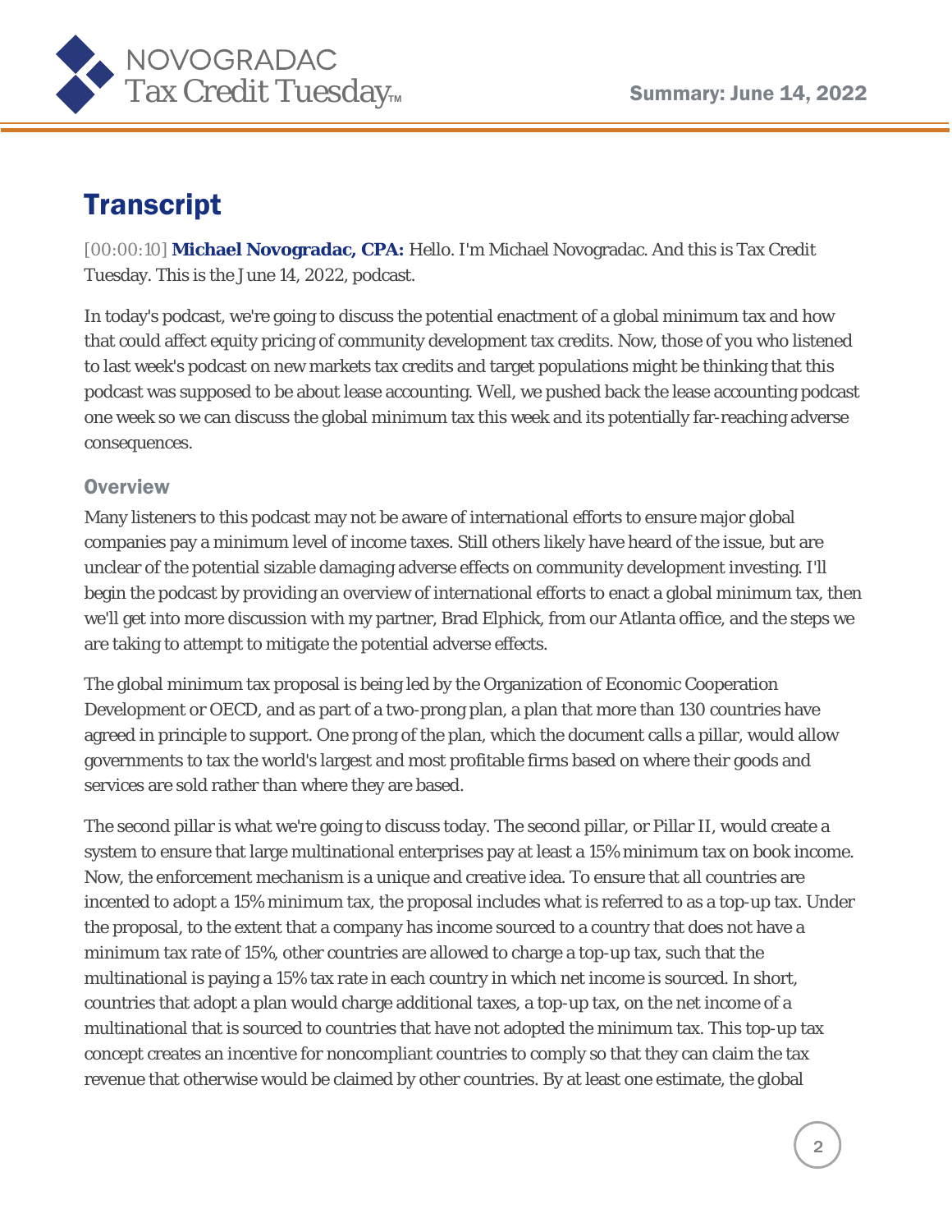# Transcript

[00:00:10] **Michael Novogradac, CPA:** Hello. I'm Michael Novogradac. And this is Tax Credit Tuesday. This is the June 14, 2022, podcast.

In today's podcast, we're going to discuss the potential enactment of a global minimum tax and how that could affect equity pricing of community development tax credits. Now, those of you who listened to last week's podcast on new markets tax credits and target populations might be thinking that this podcast was supposed to be about lease accounting. Well, we pushed back the lease accounting podcast one week so we can discuss the global minimum tax this week and its potentially far-reaching adverse consequences.

## Overview

Many listeners to this podcast may not be aware of international efforts to ensure major global companies pay a minimum level of income taxes. Still others likely have heard of the issue, but are unclear of the potential sizable damaging adverse effects on community development investing. I'll begin the podcast by providing an overview of international efforts to enact a global minimum tax, then we'll get into more discussion with my partner, Brad Elphick, from our Atlanta office, and the steps we are taking to attempt to mitigate the potential adverse effects.

The global minimum tax proposal is being led by the Organization of Economic Cooperation Development or OECD, and as part of a two-prong plan, a plan that more than 130 countries have agreed in principle to support. One prong of the plan, which the document calls a pillar, would allow governments to tax the world's largest and most profitable firms based on where their goods and services are sold rather than where they are based.

The second pillar is what we're going to discuss today. The second pillar, or Pillar II, would create a system to ensure that large multinational enterprises pay at least a 15% minimum tax on book income. Now, the enforcement mechanism is a unique and creative idea. To ensure that all countries are incented to adopt a 15% minimum tax, the proposal includes what is referred to as a top-up tax. Under the proposal, to the extent that a company has income sourced to a country that does not have a minimum tax rate of 15%, other countries are allowed to charge a top-up tax, such that the multinational is paying a 15% tax rate in each country in which net income is sourced. In short, countries that adopt a plan would charge additional taxes, a top-up tax, on the net income of a multinational that is sourced to countries that have not adopted the minimum tax. This top-up tax concept creates an incentive for noncompliant countries to comply so that they can claim the tax revenue that otherwise would be claimed by other countries. By at least one estimate, the global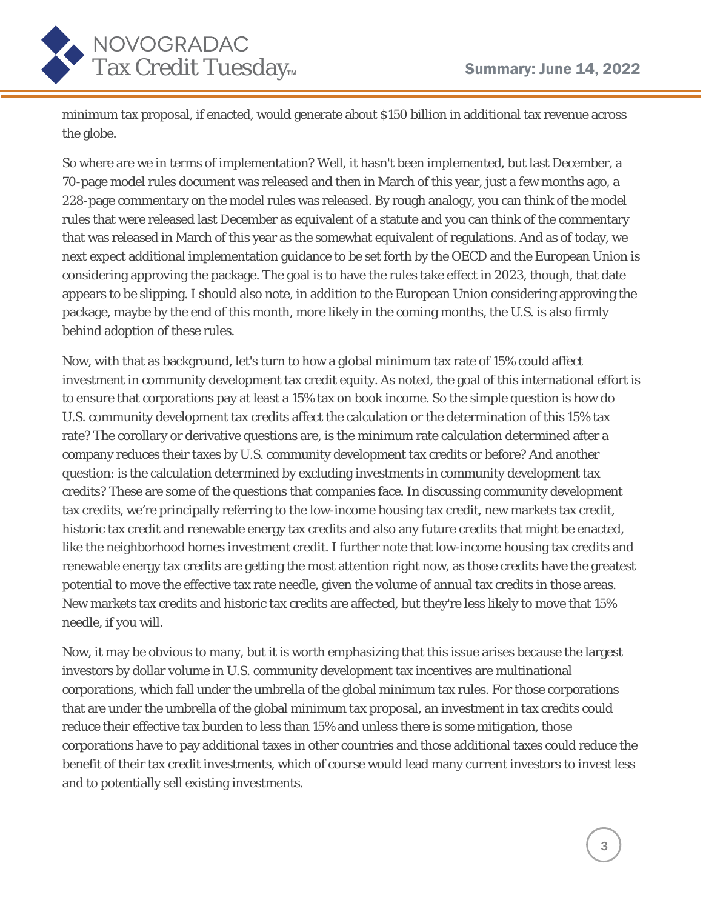minimum tax proposal, if enacted, would generate about $150 billion in additional tax revenue across the globe.

So where are we in terms of implementation? Well, it hasn't been implemented, but last December, a 70-page model rules document was released and then in March of this year, just a few months ago, a 228-page commentary on the model rules was released. By rough analogy, you can think of the model rules that were released last December as equivalent of a statute and you can think of the commentary that was released in March of this year as the somewhat equivalent of regulations. And as of today, we next expect additional implementation guidance to be set forth by the OECD and the European Union is considering approving the package. The goal is to have the rules take effect in 2023, though, that date appears to be slipping. I should also note, in addition to the European Union considering approving the package, maybe by the end of this month, more likely in the coming months, the U.S. is also firmly behind adoption of these rules.

Now, with that as background, let's turn to how a global minimum tax rate of 15% could affect investment in community development tax credit equity. As noted, the goal of this international effort is to ensure that corporations pay at least a 15% tax on book income. So the simple question is how do U.S. community development tax credits affect the calculation or the determination of this 15% tax rate? The corollary or derivative questions are, is the minimum rate calculation determined after a company reduces their taxes by U.S. community development tax credits or before? And another question: is the calculation determined by excluding investments in community development tax credits? These are some of the questions that companies face. In discussing community development tax credits, we're principally referring to the low-income housing tax credit, new markets tax credit, historic tax credit and renewable energy tax credits and also any future credits that might be enacted, like the neighborhood homes investment credit. I further note that low-income housing tax credits and renewable energy tax credits are getting the most attention right now, as those credits have the greatest potential to move the effective tax rate needle, given the volume of annual tax credits in those areas. New markets tax credits and historic tax credits are affected, but they're less likely to move that 15% needle, if you will.

Now, it may be obvious to many, but it is worth emphasizing that this issue arises because the largest investors by dollar volume in U.S. community development tax incentives are multinational corporations, which fall under the umbrella of the global minimum tax rules. For those corporations that are under the umbrella of the global minimum tax proposal, an investment in tax credits could reduce their effective tax burden to less than 15% and unless there is some mitigation, those corporations have to pay additional taxes in other countries and those additional taxes could reduce the benefit of their tax credit investments, which of course would lead many current investors to invest less and to potentially sell existing investments.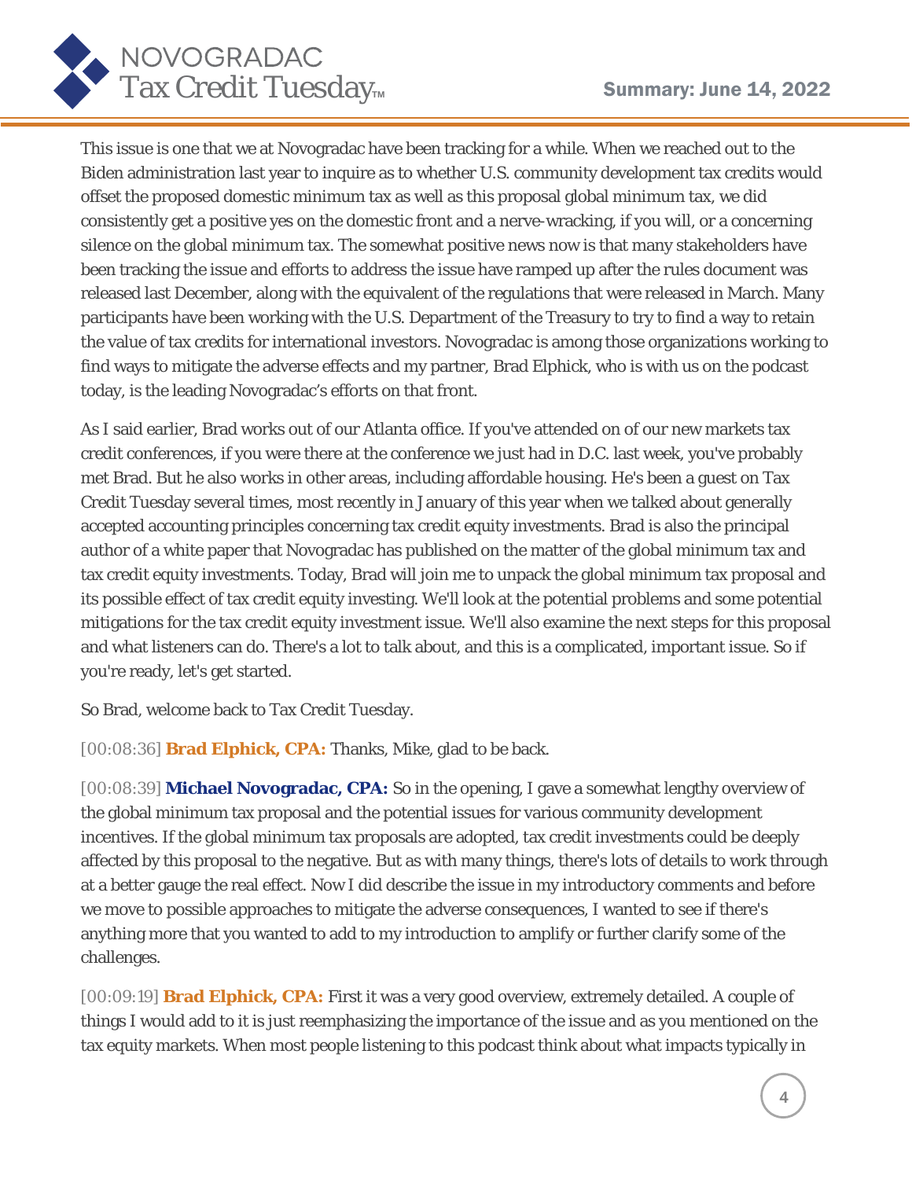This issue is one that we at Novogradac have been tracking for a while. When we reached out to the Biden administration last year to inquire as to whether U.S. community development tax credits would offset the proposed domestic minimum tax as well as this proposal global minimum tax, we did consistently get a positive yes on the domestic front and a nerve-wracking, if you will, or a concerning silence on the global minimum tax. The somewhat positive news now is that many stakeholders have been tracking the issue and efforts to address the issue have ramped up after the rules document was released last December, along with the equivalent of the regulations that were released in March. Many participants have been working with the U.S. Department of the Treasury to try to find a way to retain the value of tax credits for international investors. Novogradac is among those organizations working to find ways to mitigate the adverse effects and my partner, Brad Elphick, who is with us on the podcast today, is the leading Novogradac's efforts on that front.

As I said earlier, Brad works out of our Atlanta office. If you've attended on of our new markets tax credit conferences, if you were there at the conference we just had in D.C. last week, you've probably met Brad. But he also works in other areas, including affordable housing. He's been a guest on Tax Credit Tuesday several times, most recently in January of this year when we talked about generally accepted accounting principles concerning tax credit equity investments. Brad is also the principal author of a white paper that Novogradac has published on the matter of the global minimum tax and tax credit equity investments. Today, Brad will join me to unpack the global minimum tax proposal and its possible effect of tax credit equity investing. We'll look at the potential problems and some potential mitigations for the tax credit equity investment issue. We'll also examine the next steps for this proposal and what listeners can do. There's a lot to talk about, and this is a complicated, important issue. So if you're ready, let's get started.

So Brad, welcome back to Tax Credit Tuesday.

[00:08:36] **Brad Elphick, CPA:** Thanks, Mike, glad to be back.

[00:08:39] **Michael Novogradac, CPA:** So in the opening, I gave a somewhat lengthy overview of the global minimum tax proposal and the potential issues for various community development incentives. If the global minimum tax proposals are adopted, tax credit investments could be deeply affected by this proposal to the negative. But as with many things, there's lots of details to work through at a better gauge the real effect. Now I did describe the issue in my introductory comments and before we move to possible approaches to mitigate the adverse consequences, I wanted to see if there's anything more that you wanted to add to my introduction to amplify or further clarify some of the challenges.

[00:09:19] **Brad Elphick, CPA:** First it was a very good overview, extremely detailed. A couple of things I would add to it is just reemphasizing the importance of the issue and as you mentioned on the tax equity markets. When most people listening to this podcast think about what impacts typically in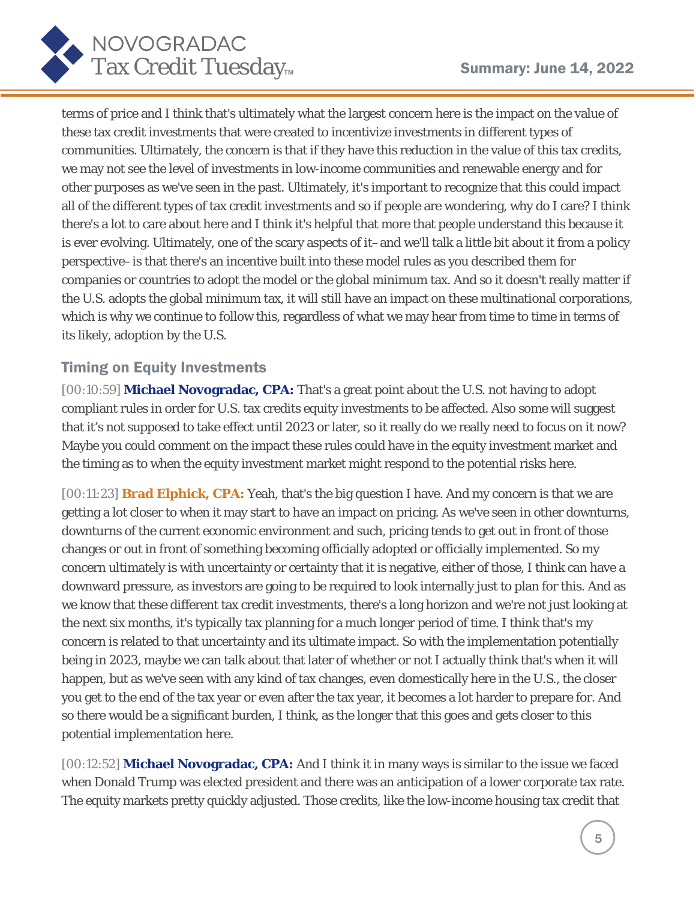terms of price and I think that's ultimately what the largest concern here is the impact on the value of these tax credit investments that were created to incentivize investments in different types of communities. Ultimately, the concern is that if they have this reduction in the value of this tax credits, we may not see the level of investments in low-income communities and renewable energy and for other purposes as we've seen in the past. Ultimately, it's important to recognize that this could impact all of the different types of tax credit investments and so if people are wondering, why do I care? I think there's a lot to care about here and I think it's helpful that more that people understand this because it is ever evolving. Ultimately, one of the scary aspects of it–and we'll talk a little bit about it from a policy perspective–is that there's an incentive built into these model rules as you described them for companies or countries to adopt the model or the global minimum tax. And so it doesn't really matter if the U.S. adopts the global minimum tax, it will still have an impact on these multinational corporations, which is why we continue to follow this, regardless of what we may hear from time to time in terms of its likely, adoption by the U.S.

## Timing on Equity Investments

[00:10:59] **Michael Novogradac, CPA:** That's a great point about the U.S. not having to adopt compliant rules in order for U.S. tax credits equity investments to be affected. Also some will suggest that it's not supposed to take effect until 2023 or later, so it really do we really need to focus on it now? Maybe you could comment on the impact these rules could have in the equity investment market and the timing as to when the equity investment market might respond to the potential risks here.

[00:11:23] **Brad Elphick, CPA:** Yeah, that's the big question I have. And my concern is that we are getting a lot closer to when it may start to have an impact on pricing. As we've seen in other downturns, downturns of the current economic environment and such, pricing tends to get out in front of those changes or out in front of something becoming officially adopted or officially implemented. So my concern ultimately is with uncertainty or certainty that it is negative, either of those, I think can have a downward pressure, as investors are going to be required to look internally just to plan for this. And as we know that these different tax credit investments, there's a long horizon and we're not just looking at the next six months, it's typically tax planning for a much longer period of time. I think that's my concern is related to that uncertainty and its ultimate impact. So with the implementation potentially being in 2023, maybe we can talk about that later of whether or not I actually think that's when it will happen, but as we've seen with any kind of tax changes, even domestically here in the U.S., the closer you get to the end of the tax year or even after the tax year, it becomes a lot harder to prepare for. And so there would be a significant burden, I think, as the longer that this goes and gets closer to this potential implementation here.

[00:12:52] **Michael Novogradac, CPA:** And I think it in many ways is similar to the issue we faced when Donald Trump was elected president and there was an anticipation of a lower corporate tax rate. The equity markets pretty quickly adjusted. Those credits, like the low-income housing tax credit that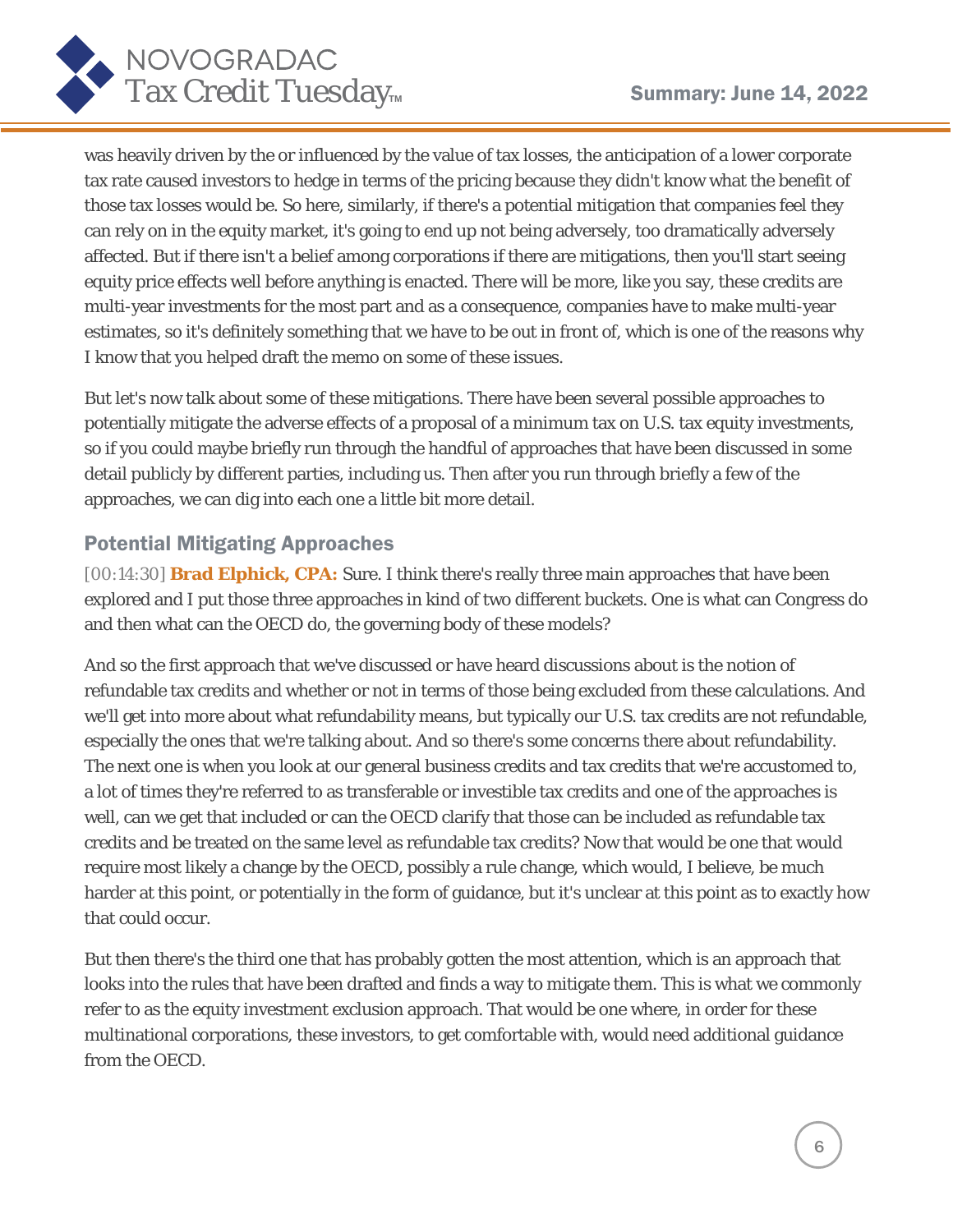was heavily driven by the or influenced by the value of tax losses, the anticipation of a lower corporate tax rate caused investors to hedge in terms of the pricing because they didn't know what the benefit of those tax losses would be. So here, similarly, if there's a potential mitigation that companies feel they can rely on in the equity market, it's going to end up not being adversely, too dramatically adversely affected. But if there isn't a belief among corporations if there are mitigations, then you'll start seeing equity price effects well before anything is enacted. There will be more, like you say, these credits are multi-year investments for the most part and as a consequence, companies have to make multi-year estimates, so it's definitely something that we have to be out in front of, which is one of the reasons why I know that you helped draft the memo on some of these issues.

But let's now talk about some of these mitigations. There have been several possible approaches to potentially mitigate the adverse effects of a proposal of a minimum tax on U.S. tax equity investments, so if you could maybe briefly run through the handful of approaches that have been discussed in some detail publicly by different parties, including us. Then after you run through briefly a few of the approaches, we can dig into each one a little bit more detail.

## Potential Mitigating Approaches

[00:14:30] **Brad Elphick, CPA:** Sure. I think there's really three main approaches that have been explored and I put those three approaches in kind of two different buckets. One is what can Congress do and then what can the OECD do, the governing body of these models?

And so the first approach that we've discussed or have heard discussions about is the notion of refundable tax credits and whether or not in terms of those being excluded from these calculations. And we'll get into more about what refundability means, but typically our U.S. tax credits are not refundable, especially the ones that we're talking about. And so there's some concerns there about refundability. The next one is when you look at our general business credits and tax credits that we're accustomed to, a lot of times they're referred to as transferable or investible tax credits and one of the approaches is well, can we get that included or can the OECD clarify that those can be included as refundable tax credits and be treated on the same level as refundable tax credits? Now that would be one that would require most likely a change by the OECD, possibly a rule change, which would, I believe, be much harder at this point, or potentially in the form of guidance, but it's unclear at this point as to exactly how that could occur.

But then there's the third one that has probably gotten the most attention, which is an approach that looks into the rules that have been drafted and finds a way to mitigate them. This is what we commonly refer to as the equity investment exclusion approach. That would be one where, in order for these multinational corporations, these investors, to get comfortable with, would need additional guidance from the OECD.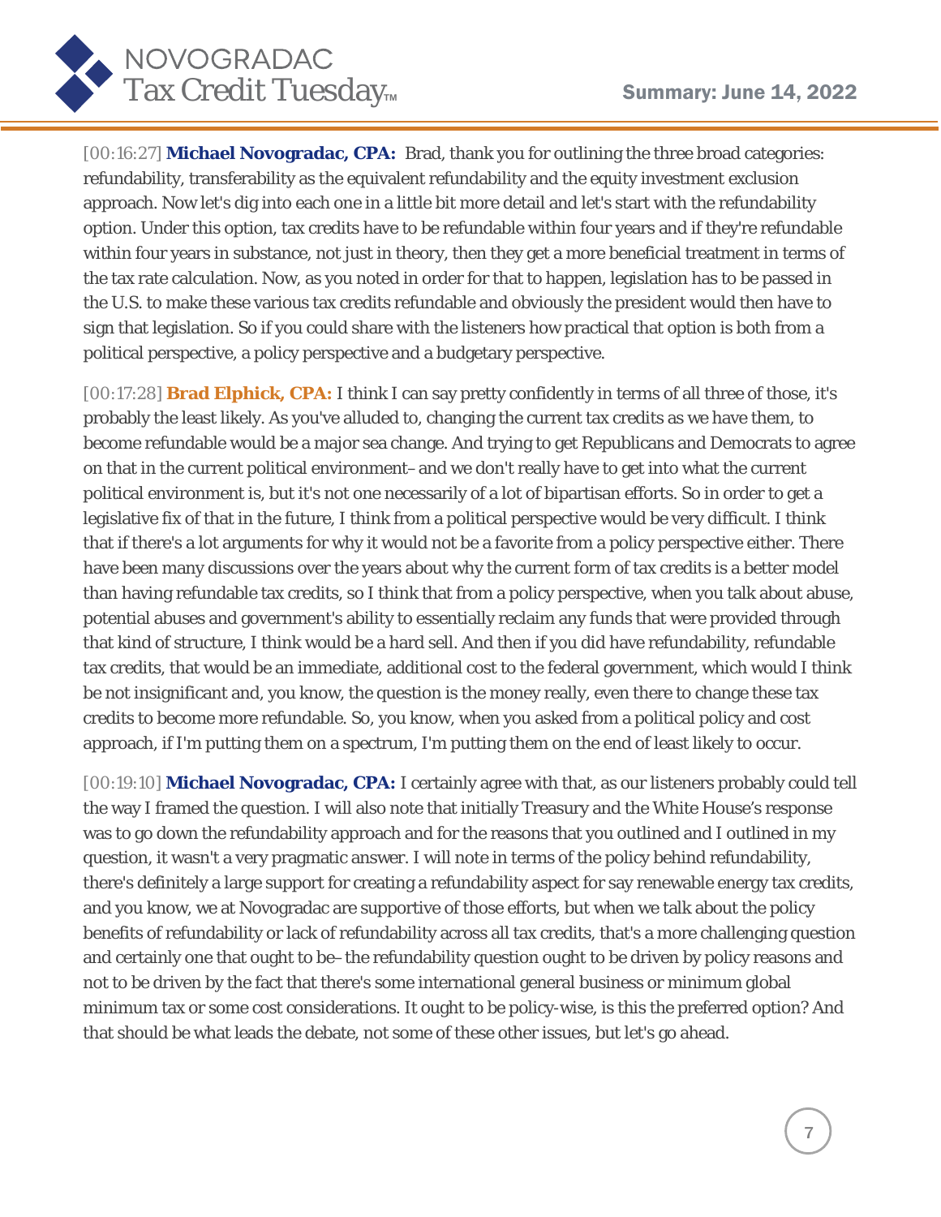[00:16:27] **Michael Novogradac, CPA:** Brad, thank you for outlining the three broad categories: refundability, transferability as the equivalent refundability and the equity investment exclusion approach. Now let's dig into each one in a little bit more detail and let's start with the refundability option. Under this option, tax credits have to be refundable within four years and if they're refundable within four years in substance, not just in theory, then they get a more beneficial treatment in terms of the tax rate calculation. Now, as you noted in order for that to happen, legislation has to be passed in the U.S. to make these various tax credits refundable and obviously the president would then have to sign that legislation. So if you could share with the listeners how practical that option is both from a political perspective, a policy perspective and a budgetary perspective.

[00:17:28] **Brad Elphick, CPA:** I think I can say pretty confidently in terms of all three of those, it's probably the least likely. As you've alluded to, changing the current tax credits as we have them, to become refundable would be a major sea change. And trying to get Republicans and Democrats to agree on that in the current political environment– and we don't really have to get into what the current political environment is, but it's not one necessarily of a lot of bipartisan efforts. So in order to get a legislative fix of that in the future, I think from a political perspective would be very difficult. I think that if there's a lot arguments for why it would not be a favorite from a policy perspective either. There have been many discussions over the years about why the current form of tax credits is a better model than having refundable tax credits, so I think that from a policy perspective, when you talk about abuse, potential abuses and government's ability to essentially reclaim any funds that were provided through that kind of structure, I think would be a hard sell. And then if you did have refundability, refundable tax credits, that would be an immediate, additional cost to the federal government, which would I think be not insignificant and, you know, the question is the money really, even there to change these tax credits to become more refundable. So, you know, when you asked from a political policy and cost approach, if I'm putting them on a spectrum, I'm putting them on the end of least likely to occur.

[00:19:10] **Michael Novogradac, CPA:** I certainly agree with that, as our listeners probably could tell the way I framed the question. I will also note that initially Treasury and the White House's response was to go down the refundability approach and for the reasons that you outlined and I outlined in my question, it wasn't a very pragmatic answer. I will note in terms of the policy behind refundability, there's definitely a large support for creating a refundability aspect for say renewable energy tax credits, and you know, we at Novogradac are supportive of those efforts, but when we talk about the policy benefits of refundability or lack of refundability across all tax credits, that's a more challenging question and certainly one that ought to be– the refundability question ought to be driven by policy reasons and not to be driven by the fact that there's some international general business or minimum global minimum tax or some cost considerations. It ought to be policy-wise, is this the preferred option? And that should be what leads the debate, not some of these other issues, but let's go ahead.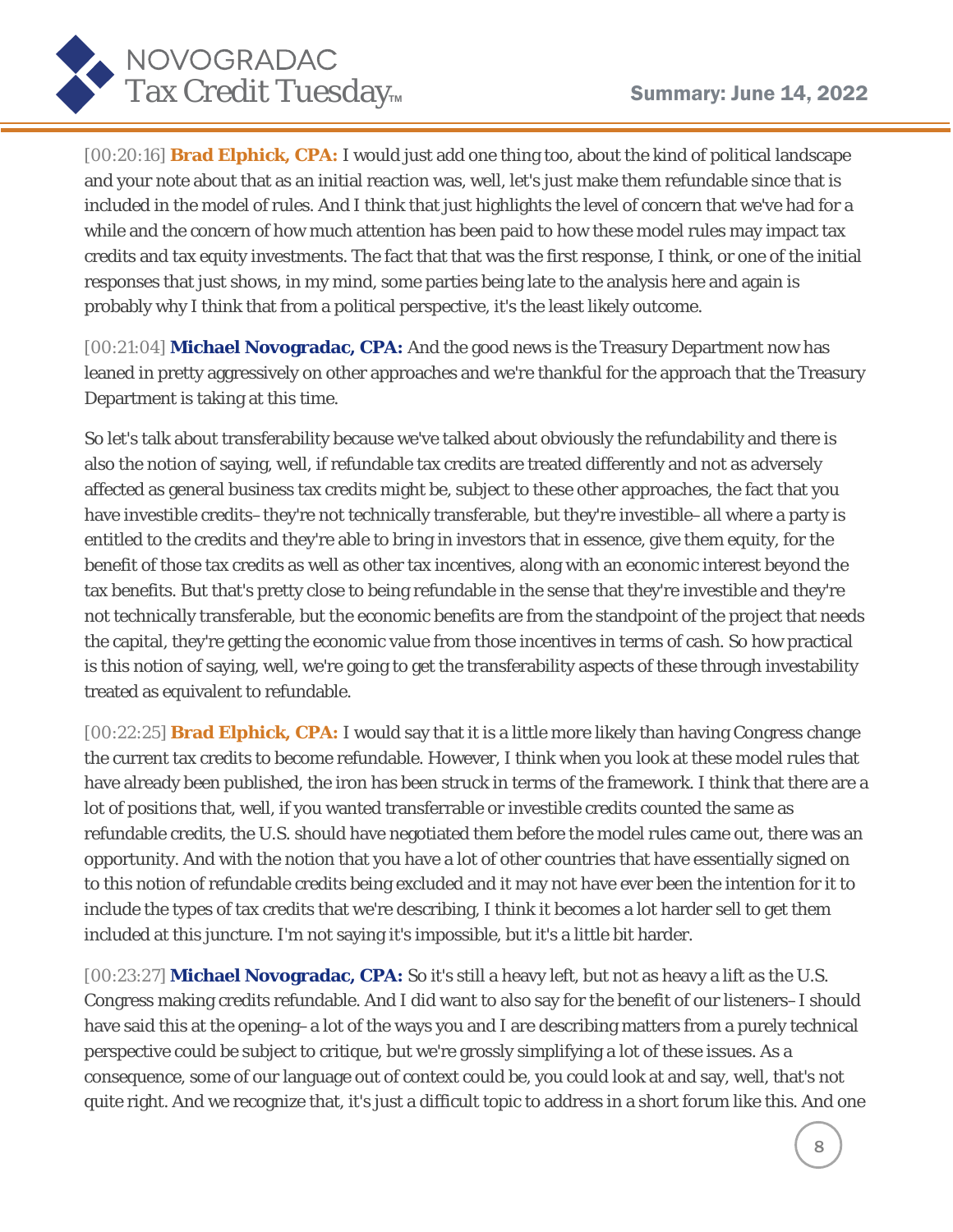[00:20:16] **Brad Elphick, CPA:** I would just add one thing too, about the kind of political landscape and your note about that as an initial reaction was, well, let's just make them refundable since that is included in the model of rules. And I think that just highlights the level of concern that we've had for a while and the concern of how much attention has been paid to how these model rules may impact tax credits and tax equity investments. The fact that that was the first response, I think, or one of the initial responses that just shows, in my mind, some parties being late to the analysis here and again is probably why I think that from a political perspective, it's the least likely outcome.

[00:21:04] **Michael Novogradac, CPA:** And the good news is the Treasury Department now has leaned in pretty aggressively on other approaches and we're thankful for the approach that the Treasury Department is taking at this time.

So let's talk about transferability because we've talked about obviously the refundability and there is also the notion of saying, well, if refundable tax credits are treated differently and not as adversely affected as general business tax credits might be, subject to these other approaches, the fact that you have investible credits–they're not technically transferable, but they're investible–all where a party is entitled to the credits and they're able to bring in investors that in essence, give them equity, for the benefit of those tax credits as well as other tax incentives, along with an economic interest beyond the tax benefits. But that's pretty close to being refundable in the sense that they're investible and they're not technically transferable, but the economic benefits are from the standpoint of the project that needs the capital, they're getting the economic value from those incentives in terms of cash. So how practical is this notion of saying, well, we're going to get the transferability aspects of these through investability treated as equivalent to refundable.

[00:22:25] **Brad Elphick, CPA:** I would say that it is a little more likely than having Congress change the current tax credits to become refundable. However, I think when you look at these model rules that have already been published, the iron has been struck in terms of the framework. I think that there are a lot of positions that, well, if you wanted transferrable or investible credits counted the same as refundable credits, the U.S. should have negotiated them before the model rules came out, there was an opportunity. And with the notion that you have a lot of other countries that have essentially signed on to this notion of refundable credits being excluded and it may not have ever been the intention for it to include the types of tax credits that we're describing, I think it becomes a lot harder sell to get them included at this juncture. I'm not saying it's impossible, but it's a little bit harder.

[00:23:27] **Michael Novogradac, CPA:** So it's still a heavy left, but not as heavy a lift as the U.S. Congress making credits refundable. And I did want to also say for the benefit of our listeners–I should have said this at the opening–a lot of the ways you and I are describing matters from a purely technical perspective could be subject to critique, but we're grossly simplifying a lot of these issues. As a consequence, some of our language out of context could be, you could look at and say, well, that's not quite right. And we recognize that, it's just a difficult topic to address in a short forum like this. And one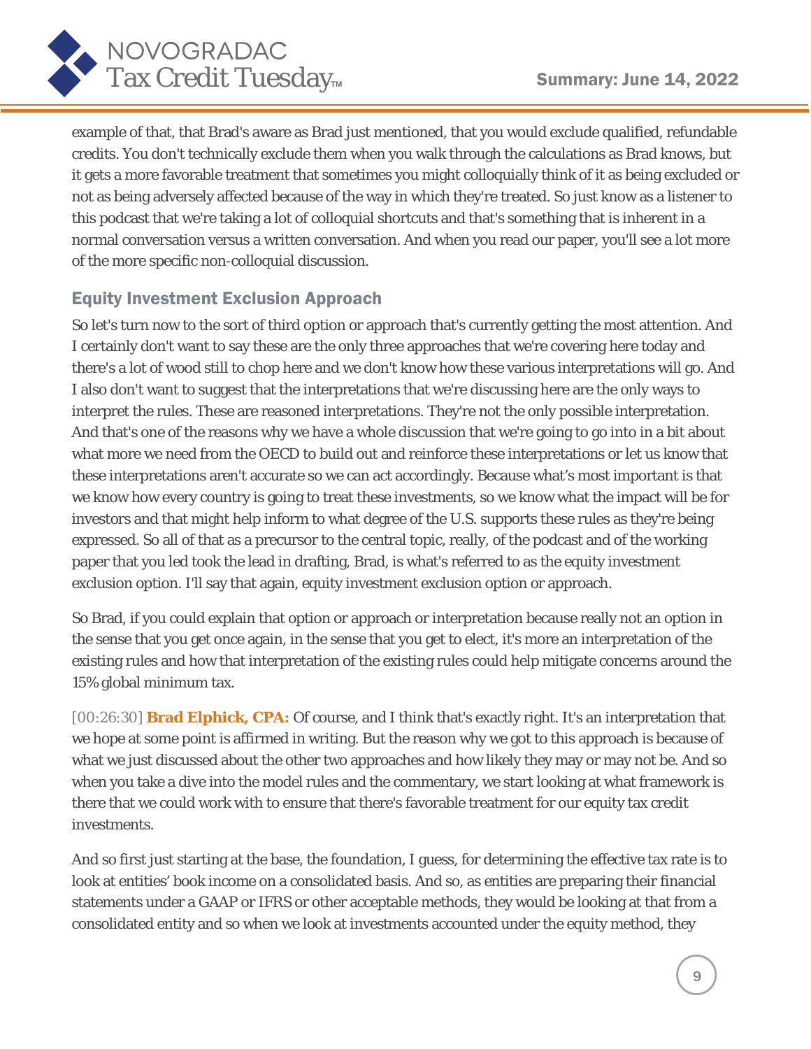example of that, that Brad's aware as Brad just mentioned, that you would exclude qualified, refundable credits. You don't technically exclude them when you walk through the calculations as Brad knows, but it gets a more favorable treatment that sometimes you might colloquially think of it as being excluded or not as being adversely affected because of the way in which they're treated. So just know as a listener to this podcast that we're taking a lot of colloquial shortcuts and that's something that is inherent in a normal conversation versus a written conversation. And when you read our paper, you'll see a lot more of the more specific non-colloquial discussion.

## Equity Investment Exclusion Approach

So let's turn now to the sort of third option or approach that's currently getting the most attention. And I certainly don't want to say these are the only three approaches that we're covering here today and there's a lot of wood still to chop here and we don't know how these various interpretations will go. And I also don't want to suggest that the interpretations that we're discussing here are the only ways to interpret the rules. These are reasoned interpretations. They're not the only possible interpretation. And that's one of the reasons why we have a whole discussion that we're going to go into in a bit about what more we need from the OECD to build out and reinforce these interpretations or let us know that these interpretations aren't accurate so we can act accordingly. Because what's most important is that we know how every country is going to treat these investments, so we know what the impact will be for investors and that might help inform to what degree of the U.S. supports these rules as they're being expressed. So all of that as a precursor to the central topic, really, of the podcast and of the working paper that you led took the lead in drafting, Brad, is what's referred to as the equity investment exclusion option. I'll say that again, equity investment exclusion option or approach.

So Brad, if you could explain that option or approach or interpretation because really not an option in the sense that you get once again, in the sense that you get to elect, it's more an interpretation of the existing rules and how that interpretation of the existing rules could help mitigate concerns around the 15% global minimum tax.

[00:26:30] **Brad Elphick, CPA:** Of course, and I think that's exactly right. It's an interpretation that we hope at some point is affirmed in writing. But the reason why we got to this approach is because of what we just discussed about the other two approaches and how likely they may or may not be. And so when you take a dive into the model rules and the commentary, we start looking at what framework is there that we could work with to ensure that there's favorable treatment for our equity tax credit investments.

And so first just starting at the base, the foundation, I guess, for determining the effective tax rate is to look at entities' book income on a consolidated basis. And so, as entities are preparing their financial statements under a GAAP or IFRS or other acceptable methods, they would be looking at that from a consolidated entity and so when we look at investments accounted under the equity method, they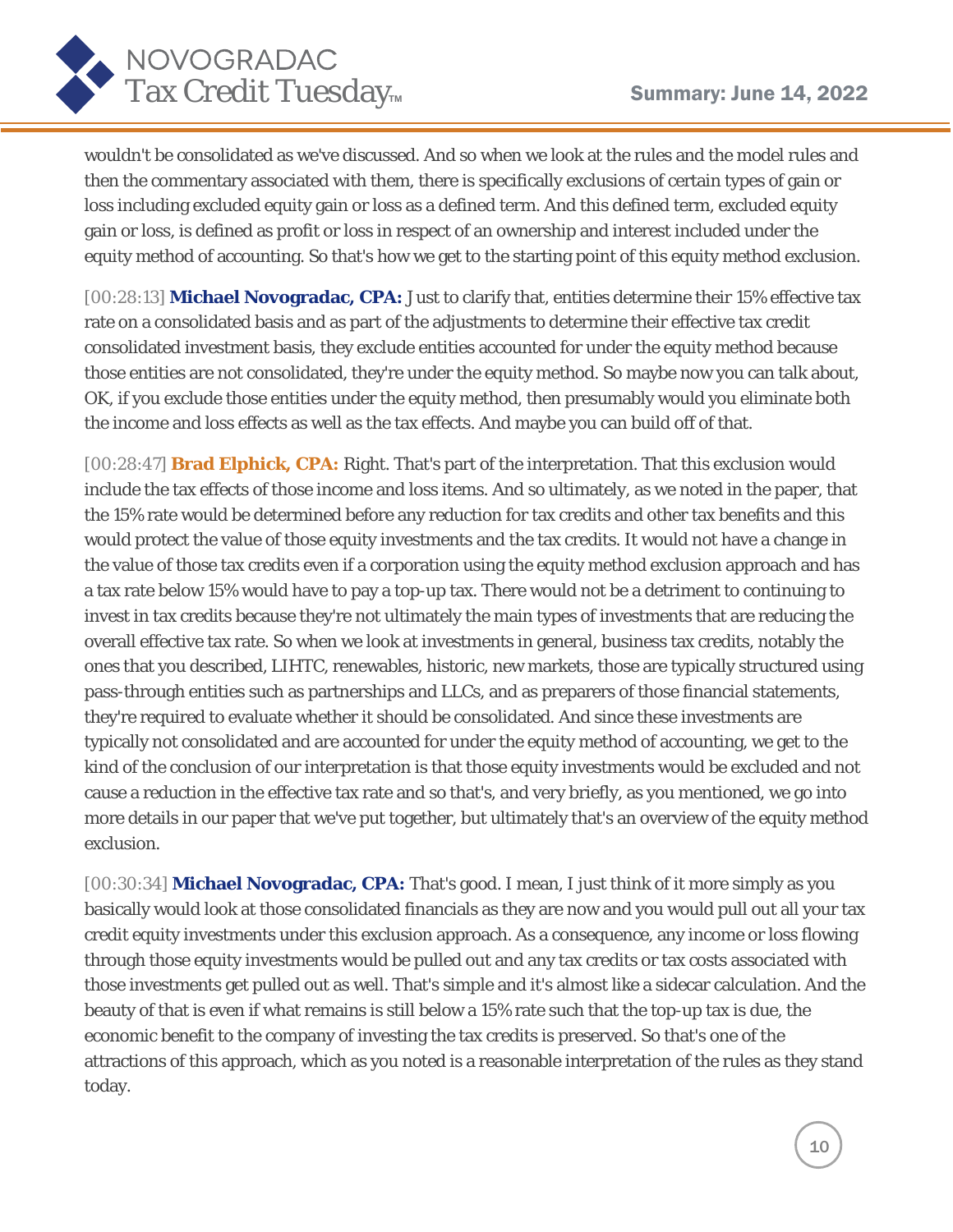wouldn't be consolidated as we've discussed. And so when we look at the rules and the model rules and then the commentary associated with them, there is specifically exclusions of certain types of gain or loss including excluded equity gain or loss as a defined term. And this defined term, excluded equity gain or loss, is defined as profit or loss in respect of an ownership and interest included under the equity method of accounting. So that's how we get to the starting point of this equity method exclusion.

[00:28:13] **Michael Novogradac, CPA:** Just to clarify that, entities determine their 15% effective tax rate on a consolidated basis and as part of the adjustments to determine their effective tax credit consolidated investment basis, they exclude entities accounted for under the equity method because those entities are not consolidated, they're under the equity method. So maybe now you can talk about, OK, if you exclude those entities under the equity method, then presumably would you eliminate both the income and loss effects as well as the tax effects. And maybe you can build off of that.

[00:28:47] **Brad Elphick, CPA:** Right. That's part of the interpretation. That this exclusion would include the tax effects of those income and loss items. And so ultimately, as we noted in the paper, that the 15% rate would be determined before any reduction for tax credits and other tax benefits and this would protect the value of those equity investments and the tax credits. It would not have a change in the value of those tax credits even if a corporation using the equity method exclusion approach and has a tax rate below 15% would have to pay a top-up tax. There would not be a detriment to continuing to invest in tax credits because they're not ultimately the main types of investments that are reducing the overall effective tax rate. So when we look at investments in general, business tax credits, notably the ones that you described, LIHTC, renewables, historic, new markets, those are typically structured using pass-through entities such as partnerships and LLCs, and as preparers of those financial statements, they're required to evaluate whether it should be consolidated. And since these investments are typically not consolidated and are accounted for under the equity method of accounting, we get to the kind of the conclusion of our interpretation is that those equity investments would be excluded and not cause a reduction in the effective tax rate and so that's, and very briefly, as you mentioned, we go into more details in our paper that we've put together, but ultimately that's an overview of the equity method exclusion.

[00:30:34] **Michael Novogradac, CPA:** That's good. I mean, I just think of it more simply as you basically would look at those consolidated financials as they are now and you would pull out all your tax credit equity investments under this exclusion approach. As a consequence, any income or loss flowing through those equity investments would be pulled out and any tax credits or tax costs associated with those investments get pulled out as well. That's simple and it's almost like a sidecar calculation. And the beauty of that is even if what remains is still below a 15% rate such that the top-up tax is due, the economic benefit to the company of investing the tax credits is preserved. So that's one of the attractions of this approach, which as you noted is a reasonable interpretation of the rules as they stand today.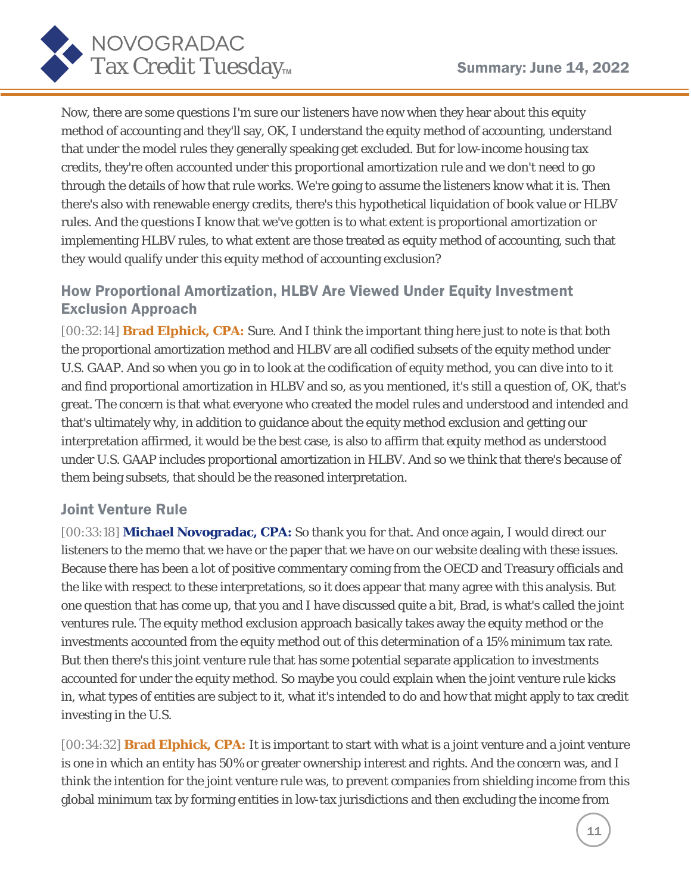Now, there are some questions I'm sure our listeners have now when they hear about this equity method of accounting and they'll say, OK, I understand the equity method of accounting, understand that under the model rules they generally speaking get excluded. But for low-income housing tax credits, they're often accounted under this proportional amortization rule and we don't need to go through the details of how that rule works. We're going to assume the listeners know what it is. Then there's also with renewable energy credits, there's this hypothetical liquidation of book value or HLBV rules. And the questions I know that we've gotten is to what extent is proportional amortization or implementing HLBV rules, to what extent are those treated as equity method of accounting, such that they would qualify under this equity method of accounting exclusion?

## How Proportional Amortization, HLBV Are Viewed Under Equity Investment Exclusion Approach

[00:32:14] **Brad Elphick, CPA:** Sure. And I think the important thing here just to note is that both the proportional amortization method and HLBV are all codified subsets of the equity method under U.S. GAAP. And so when you go in to look at the codification of equity method, you can dive into to it and find proportional amortization in HLBV and so, as you mentioned, it's still a question of, OK, that's great. The concern is that what everyone who created the model rules and understood and intended and that's ultimately why, in addition to guidance about the equity method exclusion and getting our interpretation affirmed, it would be the best case, is also to affirm that equity method as understood under U.S. GAAP includes proportional amortization in HLBV. And so we think that there's because of them being subsets, that should be the reasoned interpretation.

## Joint Venture Rule

[00:33:18] **Michael Novogradac, CPA:** So thank you for that. And once again, I would direct our listeners to the memo that we have or the paper that we have on our website dealing with these issues. Because there has been a lot of positive commentary coming from the OECD and Treasury officials and the like with respect to these interpretations, so it does appear that many agree with this analysis. But one question that has come up, that you and I have discussed quite a bit, Brad, is what's called the joint ventures rule. The equity method exclusion approach basically takes away the equity method or the investments accounted from the equity method out of this determination of a 15% minimum tax rate. But then there's this joint venture rule that has some potential separate application to investments accounted for under the equity method. So maybe you could explain when the joint venture rule kicks in, what types of entities are subject to it, what it's intended to do and how that might apply to tax credit investing in the U.S.

[00:34:32] **Brad Elphick, CPA:** It is important to start with what is a joint venture and a joint venture is one in which an entity has 50% or greater ownership interest and rights. And the concern was, and I think the intention for the joint venture rule was, to prevent companies from shielding income from this global minimum tax by forming entities in low-tax jurisdictions and then excluding the income from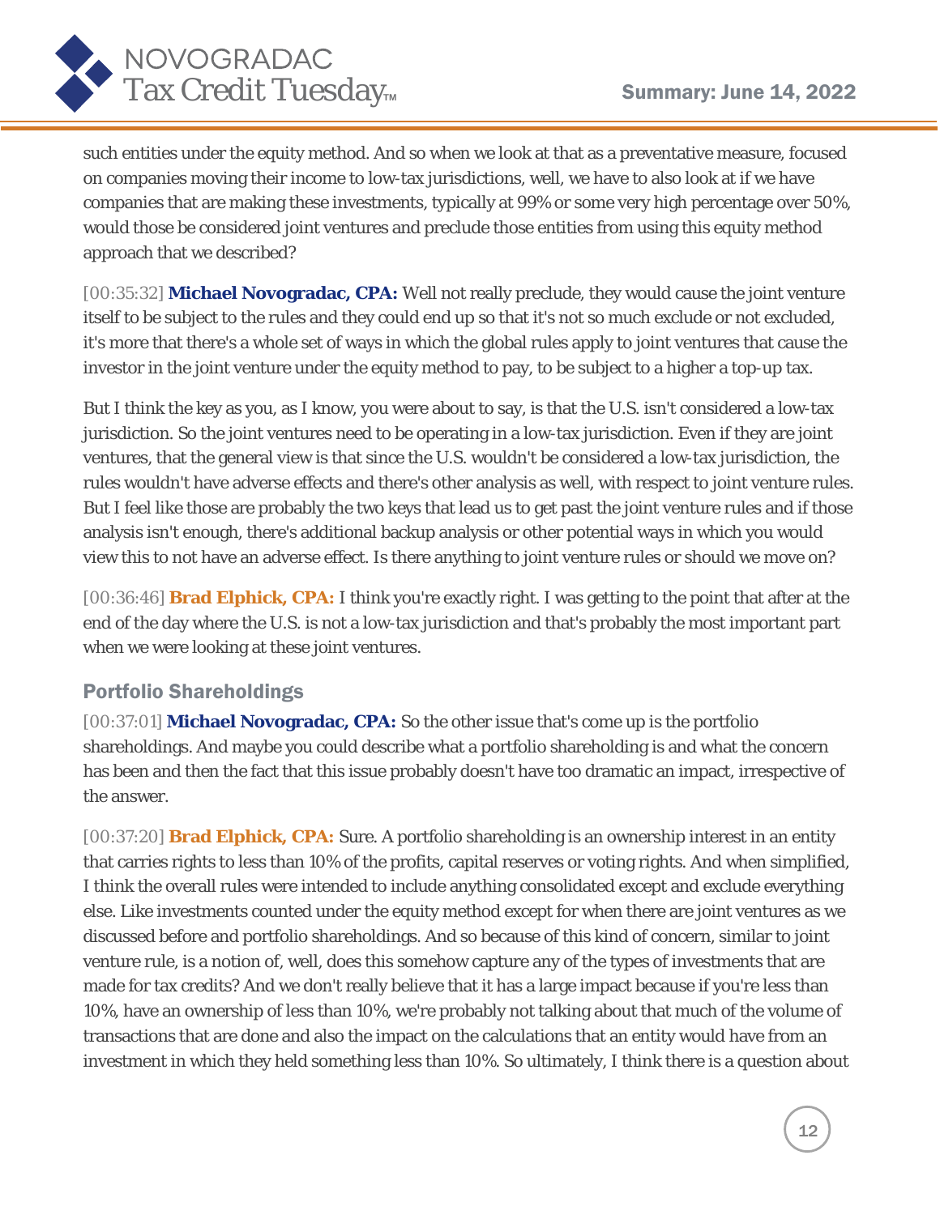such entities under the equity method. And so when we look at that as a preventative measure, focused on companies moving their income to low-tax jurisdictions, well, we have to also look at if we have companies that are making these investments, typically at 99% or some very high percentage over 50%, would those be considered joint ventures and preclude those entities from using this equity method approach that we described?

[00:35:32] **Michael Novogradac, CPA:** Well not really preclude, they would cause the joint venture itself to be subject to the rules and they could end up so that it's not so much exclude or not excluded, it's more that there's a whole set of ways in which the global rules apply to joint ventures that cause the investor in the joint venture under the equity method to pay, to be subject to a higher a top-up tax.

But I think the key as you, as I know, you were about to say, is that the U.S. isn't considered a low-tax jurisdiction. So the joint ventures need to be operating in a low-tax jurisdiction. Even if they are joint ventures, that the general view is that since the U.S. wouldn't be considered a low-tax jurisdiction, the rules wouldn't have adverse effects and there's other analysis as well, with respect to joint venture rules. But I feel like those are probably the two keys that lead us to get past the joint venture rules and if those analysis isn't enough, there's additional backup analysis or other potential ways in which you would view this to not have an adverse effect. Is there anything to joint venture rules or should we move on?

[00:36:46] **Brad Elphick, CPA:** I think you're exactly right. I was getting to the point that after at the end of the day where the U.S. is not a low-tax jurisdiction and that's probably the most important part when we were looking at these joint ventures.

## Portfolio Shareholdings

[00:37:01] **Michael Novogradac, CPA:** So the other issue that's come up is the portfolio shareholdings. And maybe you could describe what a portfolio shareholding is and what the concern has been and then the fact that this issue probably doesn't have too dramatic an impact, irrespective of the answer.

[00:37:20] **Brad Elphick, CPA:** Sure. A portfolio shareholding is an ownership interest in an entity that carries rights to less than 10% of the profits, capital reserves or voting rights. And when simplified, I think the overall rules were intended to include anything consolidated except and exclude everything else. Like investments counted under the equity method except for when there are joint ventures as we discussed before and portfolio shareholdings. And so because of this kind of concern, similar to joint venture rule, is a notion of, well, does this somehow capture any of the types of investments that are made for tax credits? And we don't really believe that it has a large impact because if you're less than 10%, have an ownership of less than 10%, we're probably not talking about that much of the volume of transactions that are done and also the impact on the calculations that an entity would have from an investment in which they held something less than 10%. So ultimately, I think there is a question about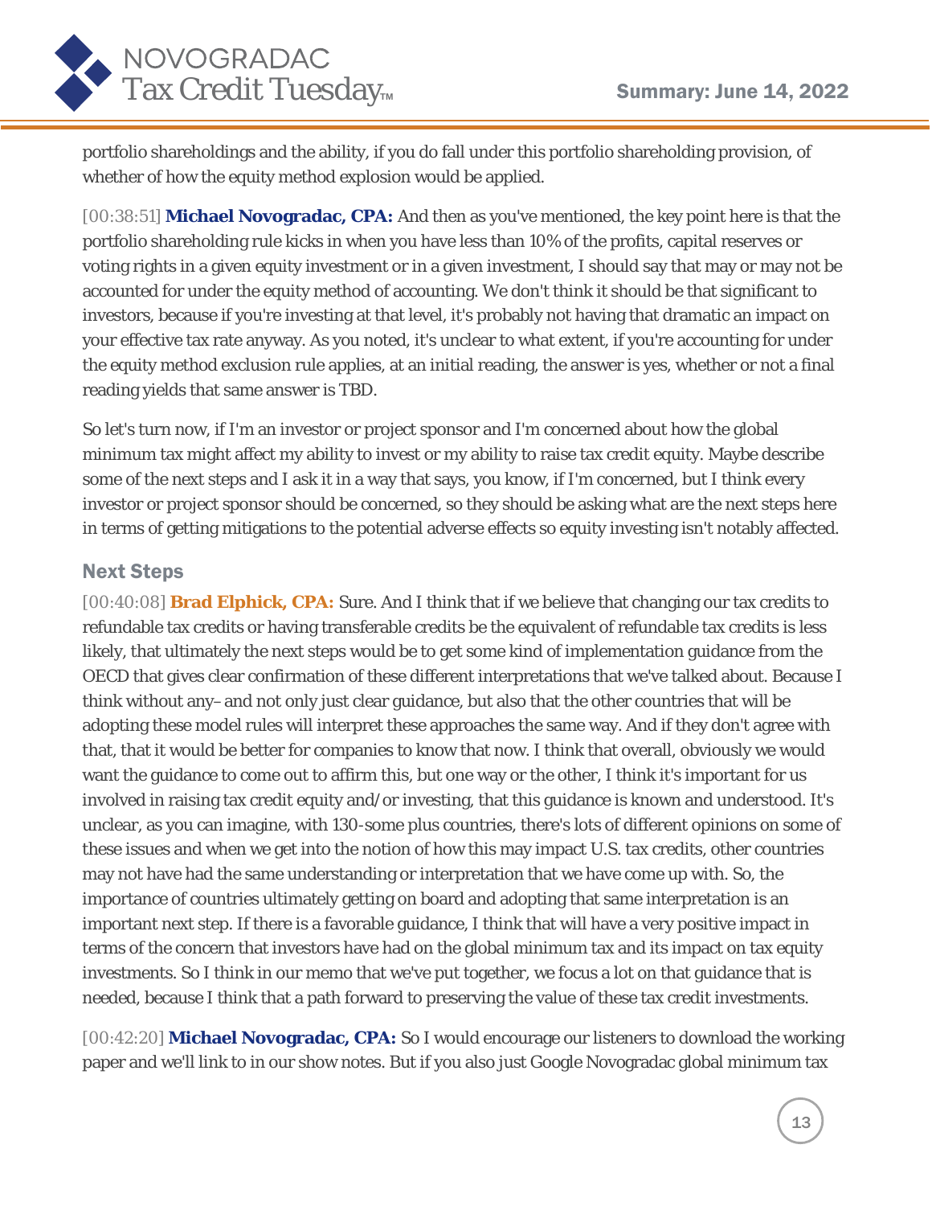portfolio shareholdings and the ability, if you do fall under this portfolio shareholding provision, of whether of how the equity method explosion would be applied.

[00:38:51] **Michael Novogradac, CPA:** And then as you've mentioned, the key point here is that the portfolio shareholding rule kicks in when you have less than 10% of the profits, capital reserves or voting rights in a given equity investment or in a given investment, I should say that may or may not be accounted for under the equity method of accounting. We don't think it should be that significant to investors, because if you're investing at that level, it's probably not having that dramatic an impact on your effective tax rate anyway. As you noted, it's unclear to what extent, if you're accounting for under the equity method exclusion rule applies, at an initial reading, the answer is yes, whether or not a final reading yields that same answer is TBD.

So let's turn now, if I'm an investor or project sponsor and I'm concerned about how the global minimum tax might affect my ability to invest or my ability to raise tax credit equity. Maybe describe some of the next steps and I ask it in a way that says, you know, if I'm concerned, but I think every investor or project sponsor should be concerned, so they should be asking what are the next steps here in terms of getting mitigations to the potential adverse effects so equity investing isn't notably affected.

## Next Steps

[00:40:08] **Brad Elphick, CPA:** Sure. And I think that if we believe that changing our tax credits to refundable tax credits or having transferable credits be the equivalent of refundable tax credits is less likely, that ultimately the next steps would be to get some kind of implementation guidance from the OECD that gives clear confirmation of these different interpretations that we've talked about. Because I think without any– and not only just clear guidance, but also that the other countries that will be adopting these model rules will interpret these approaches the same way. And if they don't agree with that, that it would be better for companies to know that now. I think that overall, obviously we would want the guidance to come out to affirm this, but one way or the other, I think it's important for us involved in raising tax credit equity and/or investing, that this guidance is known and understood. It's unclear, as you can imagine, with 130-some plus countries, there's lots of different opinions on some of these issues and when we get into the notion of how this may impact U.S. tax credits, other countries may not have had the same understanding or interpretation that we have come up with. So, the importance of countries ultimately getting on board and adopting that same interpretation is an important next step. If there is a favorable guidance, I think that will have a very positive impact in terms of the concern that investors have had on the global minimum tax and its impact on tax equity investments. So I think in our memo that we've put together, we focus a lot on that guidance that is needed, because I think that a path forward to preserving the value of these tax credit investments.

[00:42:20] **Michael Novogradac, CPA:** So I would encourage our listeners to download the working paper and we'll link to in our show notes. But if you also just Google Novogradac global minimum tax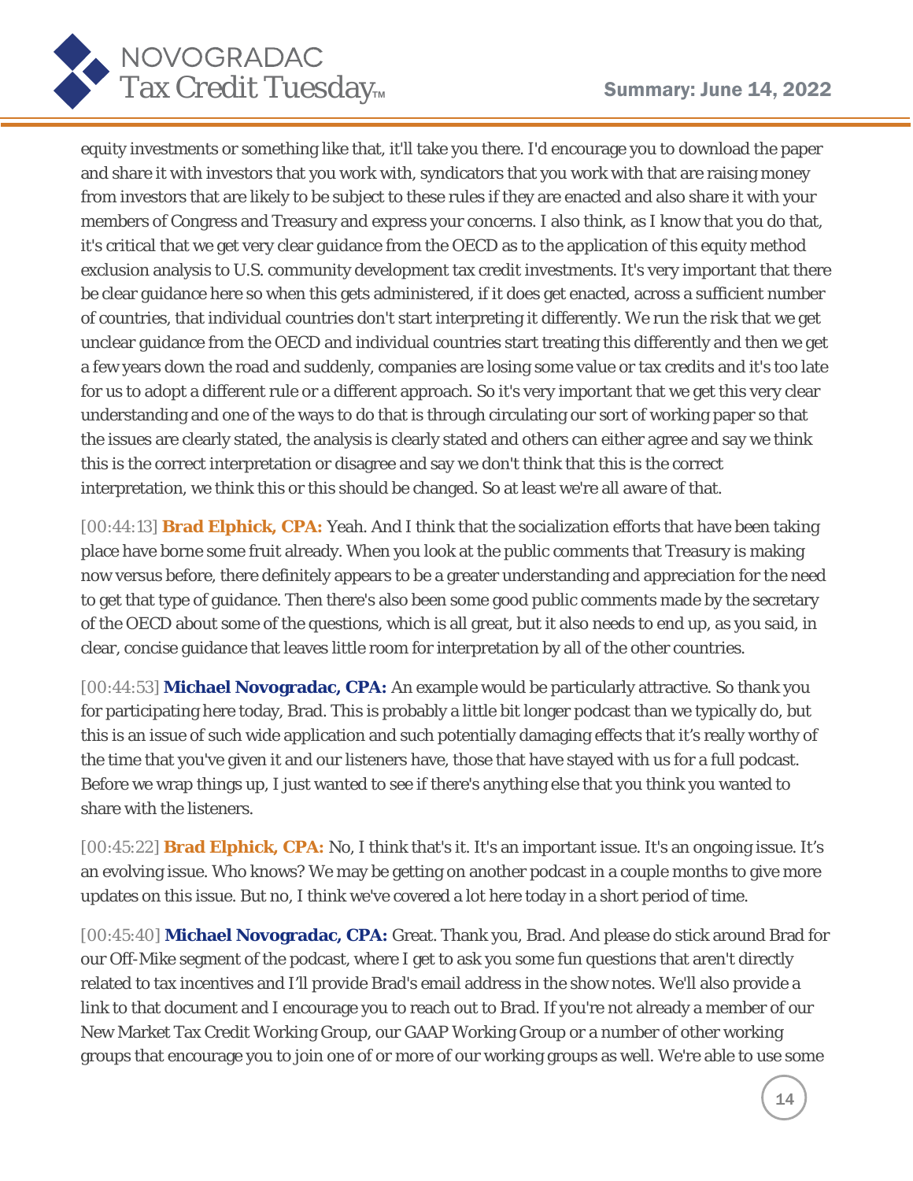equity investments or something like that, it'll take you there. I'd encourage you to download the paper and share it with investors that you work with, syndicators that you work with that are raising money from investors that are likely to be subject to these rules if they are enacted and also share it with your members of Congress and Treasury and express your concerns. I also think, as I know that you do that, it's critical that we get very clear guidance from the OECD as to the application of this equity method exclusion analysis to U.S. community development tax credit investments. It's very important that there be clear guidance here so when this gets administered, if it does get enacted, across a sufficient number of countries, that individual countries don't start interpreting it differently. We run the risk that we get unclear guidance from the OECD and individual countries start treating this differently and then we get a few years down the road and suddenly, companies are losing some value or tax credits and it's too late for us to adopt a different rule or a different approach. So it's very important that we get this very clear understanding and one of the ways to do that is through circulating our sort of working paper so that the issues are clearly stated, the analysis is clearly stated and others can either agree and say we think this is the correct interpretation or disagree and say we don't think that this is the correct interpretation, we think this or this should be changed. So at least we're all aware of that.

[00:44:13] **Brad Elphick, CPA:** Yeah. And I think that the socialization efforts that have been taking place have borne some fruit already. When you look at the public comments that Treasury is making now versus before, there definitely appears to be a greater understanding and appreciation for the need to get that type of guidance. Then there's also been some good public comments made by the secretary of the OECD about some of the questions, which is all great, but it also needs to end up, as you said, in clear, concise guidance that leaves little room for interpretation by all of the other countries.

[00:44:53] **Michael Novogradac, CPA:** An example would be particularly attractive. So thank you for participating here today, Brad. This is probably a little bit longer podcast than we typically do, but this is an issue of such wide application and such potentially damaging effects that it's really worthy of the time that you've given it and our listeners have, those that have stayed with us for a full podcast. Before we wrap things up, I just wanted to see if there's anything else that you think you wanted to share with the listeners.

[00:45:22] **Brad Elphick, CPA:** No, I think that's it. It's an important issue. It's an ongoing issue. It's an evolving issue. Who knows? We may be getting on another podcast in a couple months to give more updates on this issue. But no, I think we've covered a lot here today in a short period of time.

[00:45:40] **Michael Novogradac, CPA:** Great. Thank you, Brad. And please do stick around Brad for our Off-Mike segment of the podcast, where I get to ask you some fun questions that aren't directly related to tax incentives and I'll provide Brad's email address in the show notes. We'll also provide a link to that document and I encourage you to reach out to Brad. If you're not already a member of our New Market Tax Credit Working Group, our GAAP Working Group or a number of other working groups that encourage you to join one of or more of our working groups as well. We're able to use some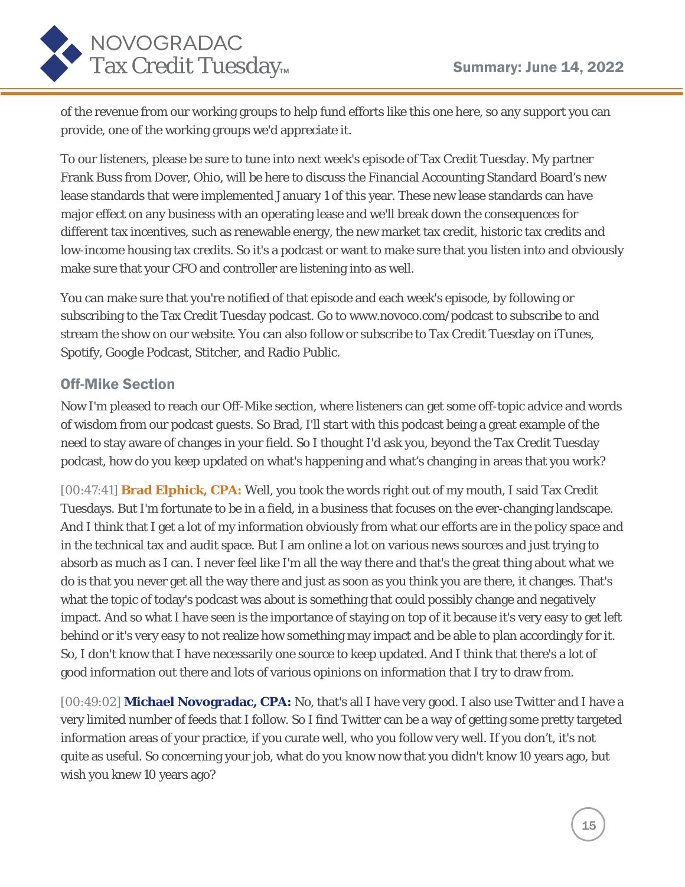of the revenue from our working groups to help fund efforts like this one here, so any support you can provide, one of the working groups we'd appreciate it.

To our listeners, please be sure to tune into next week's episode of Tax Credit Tuesday. My partner Frank Buss from Dover, Ohio, will be here to discuss the Financial Accounting Standard Board's new lease standards that were implemented January 1 of this year. These new lease standards can have major effect on any business with an operating lease and we'll break down the consequences for different tax incentives, such as renewable energy, the new market tax credit, historic tax credits and low-income housing tax credits. So it's a podcast or want to make sure that you listen into and obviously make sure that your CFO and controller are listening into as well.

You can make sure that you're notified of that episode and each week's episode, by following or subscribing to the Tax Credit Tuesday podcast. Go to www.novoco.com/podcast to subscribe to and stream the show on our website. You can also follow or subscribe to Tax Credit Tuesday on iTunes, Spotify, Google Podcast, Stitcher, and Radio Public.

## Off-Mike Section

Now I'm pleased to reach our Off-Mike section, where listeners can get some off-topic advice and words of wisdom from our podcast guests. So Brad, I'll start with this podcast being a great example of the need to stay aware of changes in your field. So I thought I'd ask you, beyond the Tax Credit Tuesday podcast, how do you keep updated on what's happening and what's changing in areas that you work?

[00:47:41] **Brad Elphick, CPA:** Well, you took the words right out of my mouth, I said Tax Credit Tuesdays. But I'm fortunate to be in a field, in a business that focuses on the ever-changing landscape. And I think that I get a lot of my information obviously from what our efforts are in the policy space and in the technical tax and audit space. But I am online a lot on various news sources and just trying to absorb as much as I can. I never feel like I'm all the way there and that's the great thing about what we do is that you never get all the way there and just as soon as you think you are there, it changes. That's what the topic of today's podcast was about is something that could possibly change and negatively impact. And so what I have seen is the importance of staying on top of it because it's very easy to get left behind or it's very easy to not realize how something may impact and be able to plan accordingly for it. So, I don't know that I have necessarily one source to keep updated. And I think that there's a lot of good information out there and lots of various opinions on information that I try to draw from.

[00:49:02] **Michael Novogradac, CPA:** No, that's all I have very good. I also use Twitter and I have a very limited number of feeds that I follow. So I find Twitter can be a way of getting some pretty targeted information areas of your practice, if you curate well, who you follow very well. If you don't, it's not quite as useful. So concerning your job, what do you know now that you didn't know 10 years ago, but wish you knew 10 years ago?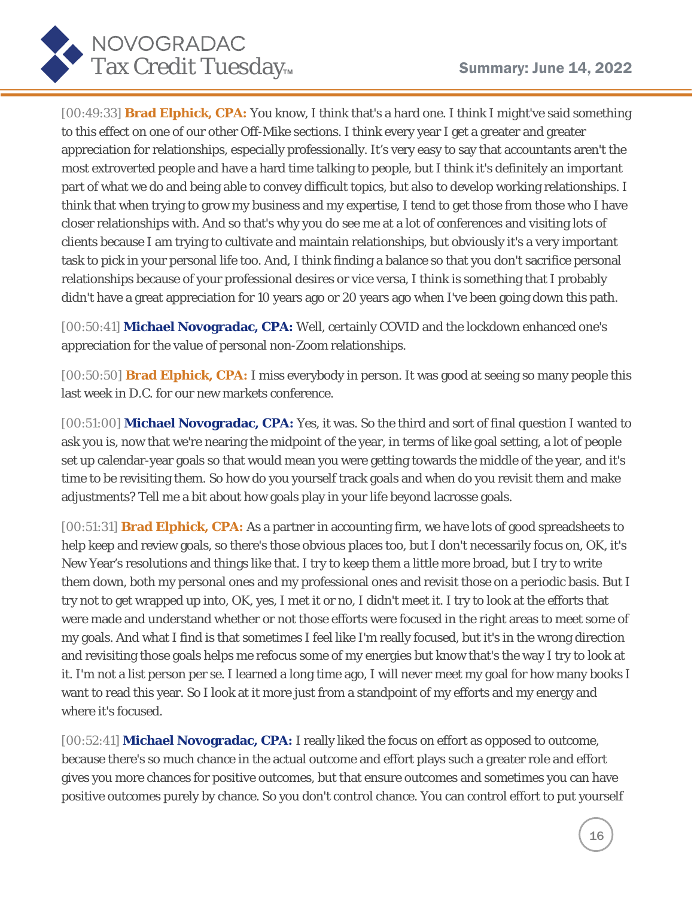[00:49:33] **Brad Elphick, CPA:** You know, I think that's a hard one. I think I might've said something to this effect on one of our other Off-Mike sections. I think every year I get a greater and greater appreciation for relationships, especially professionally. It's very easy to say that accountants aren't the most extroverted people and have a hard time talking to people, but I think it's definitely an important part of what we do and being able to convey difficult topics, but also to develop working relationships. I think that when trying to grow my business and my expertise, I tend to get those from those who I have closer relationships with. And so that's why you do see me at a lot of conferences and visiting lots of clients because I am trying to cultivate and maintain relationships, but obviously it's a very important task to pick in your personal life too. And, I think finding a balance so that you don't sacrifice personal relationships because of your professional desires or vice versa, I think is something that I probably didn't have a great appreciation for 10 years ago or 20 years ago when I've been going down this path.

[00:50:41] **Michael Novogradac, CPA:** Well, certainly COVID and the lockdown enhanced one's appreciation for the value of personal non-Zoom relationships.

[00:50:50] **Brad Elphick, CPA:** I miss everybody in person. It was good at seeing so many people this last week in D.C. for our new markets conference.

[00:51:00] **Michael Novogradac, CPA:** Yes, it was. So the third and sort of final question I wanted to ask you is, now that we're nearing the midpoint of the year, in terms of like goal setting, a lot of people set up calendar-year goals so that would mean you were getting towards the middle of the year, and it's time to be revisiting them. So how do you yourself track goals and when do you revisit them and make adjustments? Tell me a bit about how goals play in your life beyond lacrosse goals.

[00:51:31] **Brad Elphick, CPA:** As a partner in accounting firm, we have lots of good spreadsheets to help keep and review goals, so there's those obvious places too, but I don't necessarily focus on, OK, it's New Year's resolutions and things like that. I try to keep them a little more broad, but I try to write them down, both my personal ones and my professional ones and revisit those on a periodic basis. But I try not to get wrapped up into, OK, yes, I met it or no, I didn't meet it. I try to look at the efforts that were made and understand whether or not those efforts were focused in the right areas to meet some of my goals. And what I find is that sometimes I feel like I'm really focused, but it's in the wrong direction and revisiting those goals helps me refocus some of my energies but know that's the way I try to look at it. I'm not a list person per se. I learned a long time ago, I will never meet my goal for how many books I want to read this year. So I look at it more just from a standpoint of my efforts and my energy and where it's focused.

[00:52:41] **Michael Novogradac, CPA:** I really liked the focus on effort as opposed to outcome, because there's so much chance in the actual outcome and effort plays such a greater role and effort gives you more chances for positive outcomes, but that ensure outcomes and sometimes you can have positive outcomes purely by chance. So you don't control chance. You can control effort to put yourself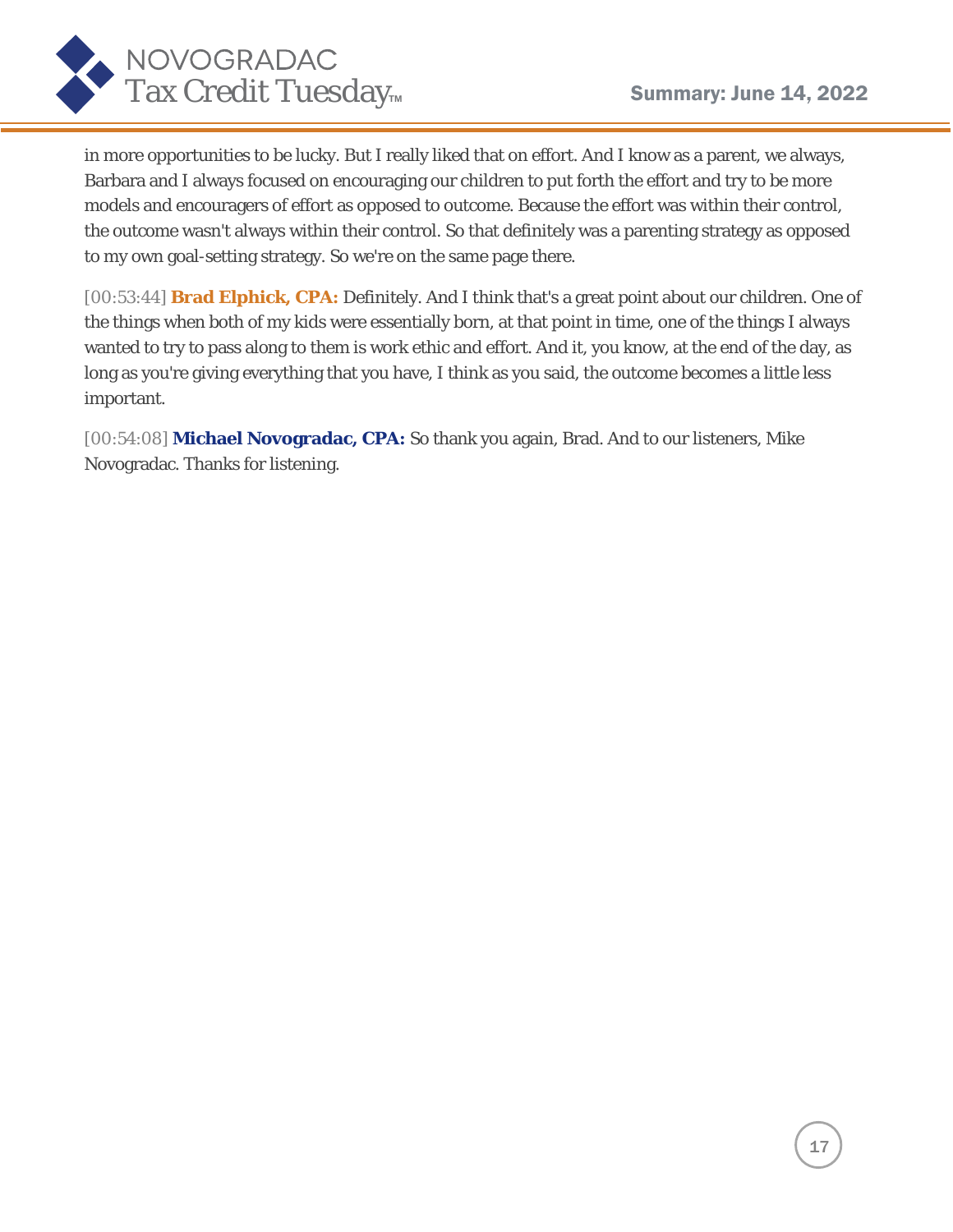in more opportunities to be lucky. But I really liked that on effort. And I know as a parent, we always, Barbara and I always focused on encouraging our children to put forth the effort and try to be more models and encouragers of effort as opposed to outcome. Because the effort was within their control, the outcome wasn't always within their control. So that definitely was a parenting strategy as opposed to my own goal-setting strategy. So we're on the same page there.

[00:53:44] **Brad Elphick, CPA:** Definitely. And I think that's a great point about our children. One of the things when both of my kids were essentially born, at that point in time, one of the things I always wanted to try to pass along to them is work ethic and effort. And it, you know, at the end of the day, as long as you're giving everything that you have, I think as you said, the outcome becomes a little less important.

[00:54:08] **Michael Novogradac, CPA:** So thank you again, Brad. And to our listeners, Mike Novogradac. Thanks for listening.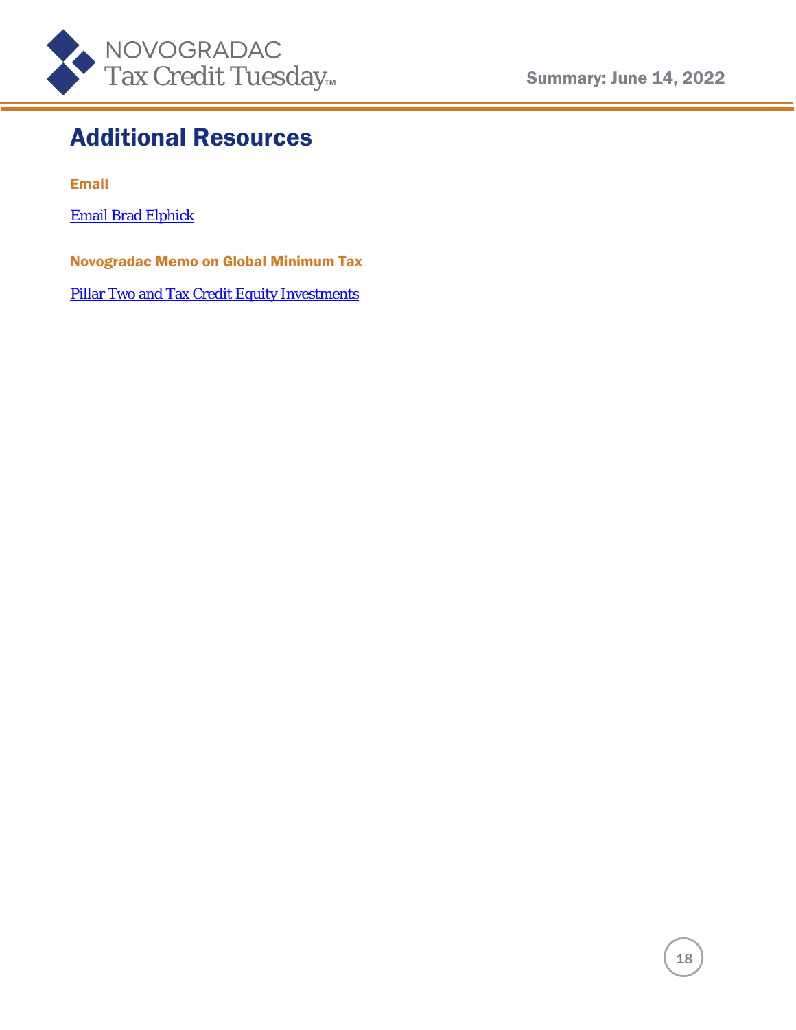## Additional Resources

### Email

Email Brad Elphick

### Novogradac Memo on Global Minimum Tax

Pillar Two and Tax Credit Equity Investments